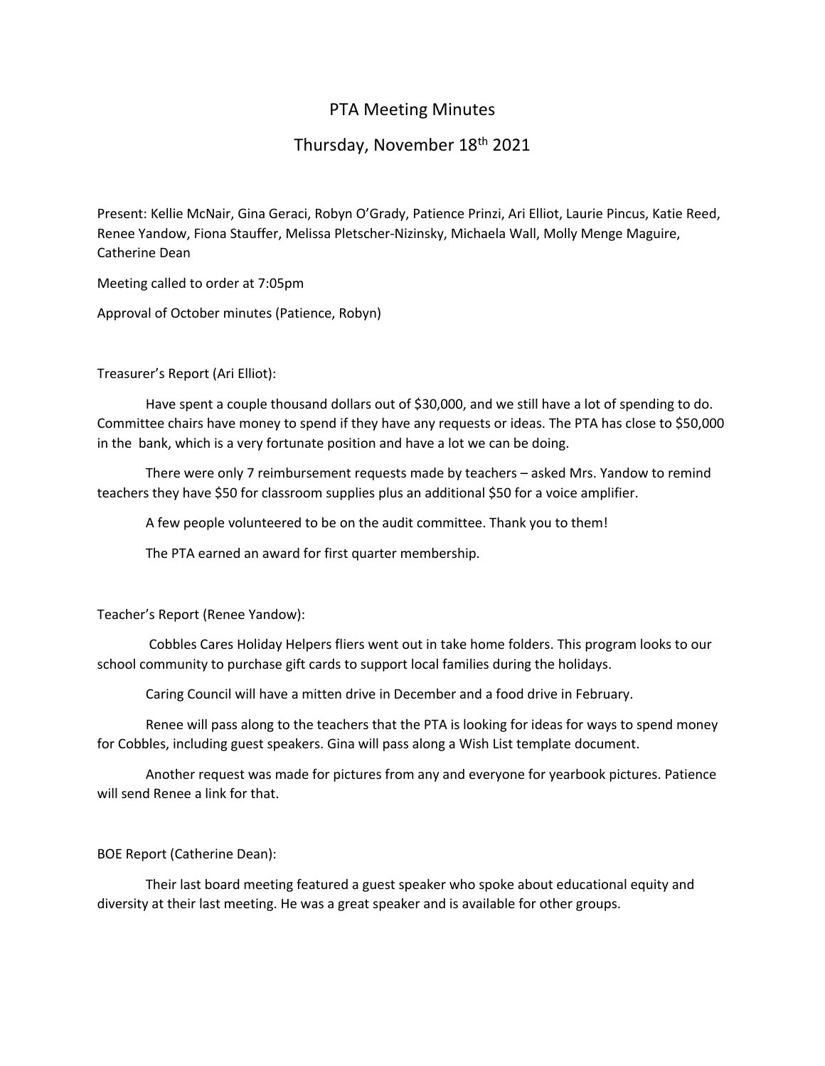# PTA Meeting Minutes

## Thursday, November 18th 2021

Present: Kellie McNair, Gina Geraci, Robyn O'Grady, Patience Prinzi, Ari Elliot, Laurie Pincus, Katie Reed, Renee Yandow, Fiona Stauffer, Melissa Pletscher-Nizinsky, Michaela Wall, Molly Menge Maguire, Catherine Dean

Meeting called to order at 7:05pm

Approval of October minutes (Patience, Robyn)

Treasurer's Report (Ari Elliot):

Have spent a couple thousand dollars out of $30,000, and we still have a lot of spending to do. Committee chairs have money to spend if they have any requests or ideas. The PTA has close to $50,000 in the bank, which is a very fortunate position and have a lot we can be doing.

There were only 7 reimbursement requests made by teachers – asked Mrs. Yandow to remind teachers they have $50 for classroom supplies plus an additional $50 for a voice amplifier.

A few people volunteered to be on the audit committee. Thank you to them!

The PTA earned an award for first quarter membership.

Teacher's Report (Renee Yandow):

Cobbles Cares Holiday Helpers fliers went out in take home folders. This program looks to our school community to purchase gift cards to support local families during the holidays.

Caring Council will have a mitten drive in December and a food drive in February.

Renee will pass along to the teachers that the PTA is looking for ideas for ways to spend money for Cobbles, including guest speakers. Gina will pass along a Wish List template document.

Another request was made for pictures from any and everyone for yearbook pictures. Patience will send Renee a link for that.

BOE Report (Catherine Dean):

Their last board meeting featured a guest speaker who spoke about educational equity and diversity at their last meeting. He was a great speaker and is available for other groups.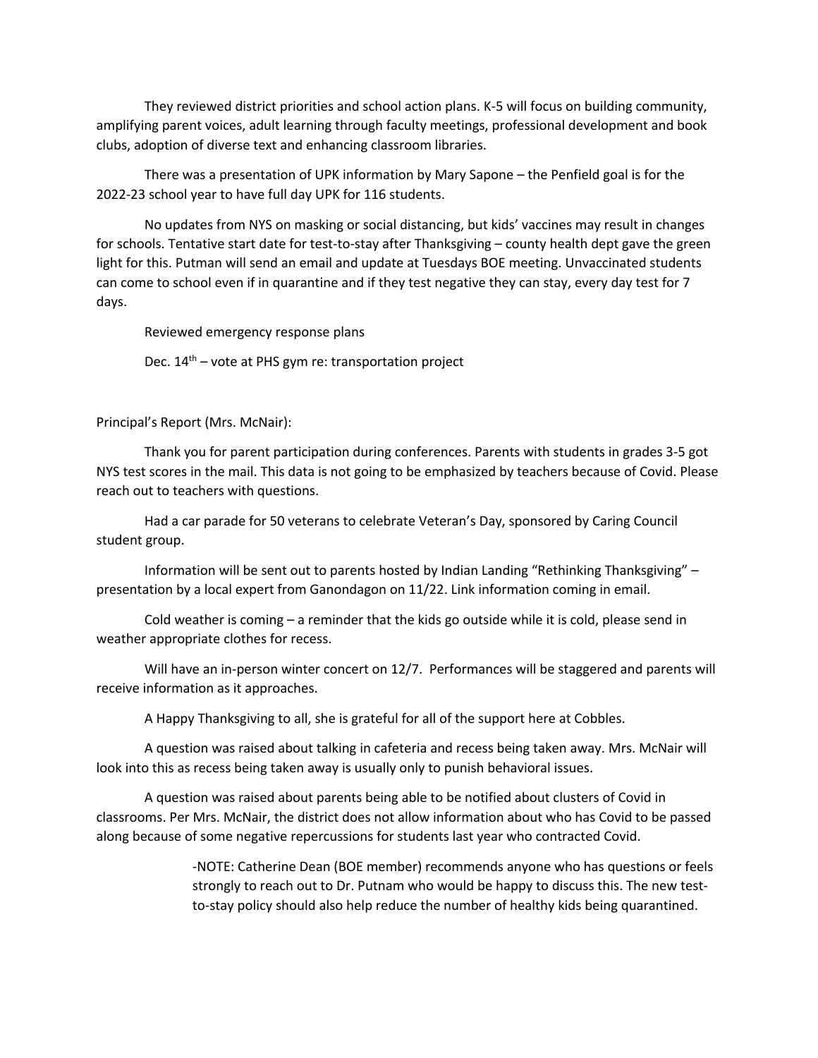They reviewed district priorities and school action plans. K-5 will focus on building community, amplifying parent voices, adult learning through faculty meetings, professional development and book clubs, adoption of diverse text and enhancing classroom libraries.

There was a presentation of UPK information by Mary Sapone – the Penfield goal is for the 2022-23 school year to have full day UPK for 116 students.

No updates from NYS on masking or social distancing, but kids' vaccines may result in changes for schools. Tentative start date for test-to-stay after Thanksgiving – county health dept gave the green light for this. Putman will send an email and update at Tuesdays BOE meeting. Unvaccinated students can come to school even if in quarantine and if they test negative they can stay, every day test for 7 days.

Reviewed emergency response plans

Dec. 14th – vote at PHS gym re: transportation project

Principal's Report (Mrs. McNair):

Thank you for parent participation during conferences. Parents with students in grades 3-5 got NYS test scores in the mail. This data is not going to be emphasized by teachers because of Covid. Please reach out to teachers with questions.

Had a car parade for 50 veterans to celebrate Veteran's Day, sponsored by Caring Council student group.

Information will be sent out to parents hosted by Indian Landing "Rethinking Thanksgiving" – presentation by a local expert from Ganondagon on 11/22. Link information coming in email.

Cold weather is coming – a reminder that the kids go outside while it is cold, please send in weather appropriate clothes for recess.

Will have an in-person winter concert on 12/7. Performances will be staggered and parents will receive information as it approaches.

A Happy Thanksgiving to all, she is grateful for all of the support here at Cobbles.

A question was raised about talking in cafeteria and recess being taken away. Mrs. McNair will look into this as recess being taken away is usually only to punish behavioral issues.

A question was raised about parents being able to be notified about clusters of Covid in classrooms. Per Mrs. McNair, the district does not allow information about who has Covid to be passed along because of some negative repercussions for students last year who contracted Covid.

> -NOTE: Catherine Dean (BOE member) recommends anyone who has questions or feels strongly to reach out to Dr. Putnam who would be happy to discuss this. The new test-to-stay policy should also help reduce the number of healthy kids being quarantined.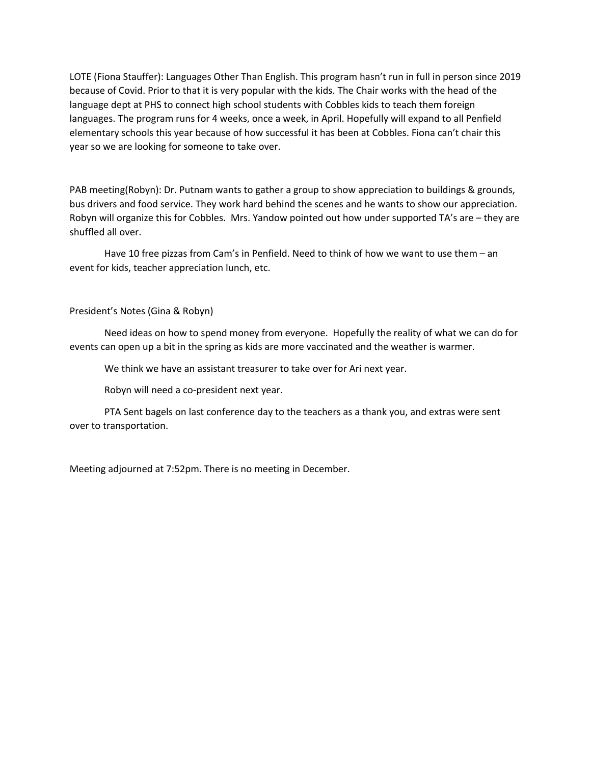LOTE (Fiona Stauffer): Languages Other Than English. This program hasn't run in full in person since 2019 because of Covid. Prior to that it is very popular with the kids. The Chair works with the head of the language dept at PHS to connect high school students with Cobbles kids to teach them foreign languages. The program runs for 4 weeks, once a week, in April. Hopefully will expand to all Penfield elementary schools this year because of how successful it has been at Cobbles. Fiona can't chair this year so we are looking for someone to take over.

PAB meeting(Robyn): Dr. Putnam wants to gather a group to show appreciation to buildings & grounds, bus drivers and food service. They work hard behind the scenes and he wants to show our appreciation. Robyn will organize this for Cobbles. Mrs. Yandow pointed out how under supported TA's are – they are shuffled all over.

Have 10 free pizzas from Cam's in Penfield. Need to think of how we want to use them – an event for kids, teacher appreciation lunch, etc.

President's Notes (Gina & Robyn)

Need ideas on how to spend money from everyone. Hopefully the reality of what we can do for events can open up a bit in the spring as kids are more vaccinated and the weather is warmer.

We think we have an assistant treasurer to take over for Ari next year.

Robyn will need a co-president next year.

PTA Sent bagels on last conference day to the teachers as a thank you, and extras were sent over to transportation.

Meeting adjourned at 7:52pm. There is no meeting in December.